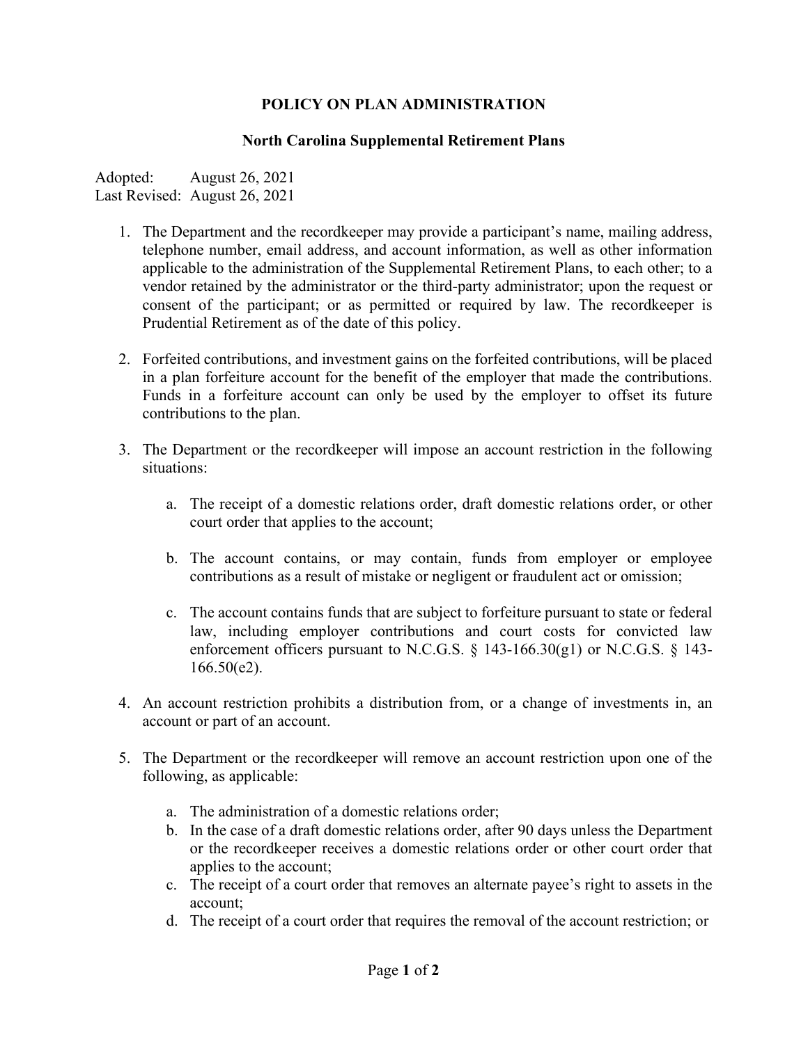# POLICY ON PLAN ADMINISTRATION

## North Carolina Supplemental Retirement Plans

Adopted: August 26, 2021
Last Revised: August 26, 2021

1. The Department and the recordkeeper may provide a participant's name, mailing address, telephone number, email address, and account information, as well as other information applicable to the administration of the Supplemental Retirement Plans, to each other; to a vendor retained by the administrator or the third-party administrator; upon the request or consent of the participant; or as permitted or required by law. The recordkeeper is Prudential Retirement as of the date of this policy.

2. Forfeited contributions, and investment gains on the forfeited contributions, will be placed in a plan forfeiture account for the benefit of the employer that made the contributions. Funds in a forfeiture account can only be used by the employer to offset its future contributions to the plan.

3. The Department or the recordkeeper will impose an account restriction in the following situations:

   a. The receipt of a domestic relations order, draft domestic relations order, or other court order that applies to the account;

   b. The account contains, or may contain, funds from employer or employee contributions as a result of mistake or negligent or fraudulent act or omission;

   c. The account contains funds that are subject to forfeiture pursuant to state or federal law, including employer contributions and court costs for convicted law enforcement officers pursuant to N.C.G.S. § 143-166.30(g1) or N.C.G.S. § 143-166.50(e2).

4. An account restriction prohibits a distribution from, or a change of investments in, an account or part of an account.

5. The Department or the recordkeeper will remove an account restriction upon one of the following, as applicable:

   a. The administration of a domestic relations order;
   b. In the case of a draft domestic relations order, after 90 days unless the Department or the recordkeeper receives a domestic relations order or other court order that applies to the account;
   c. The receipt of a court order that removes an alternate payee's right to assets in the account;
   d. The receipt of a court order that requires the removal of the account restriction; or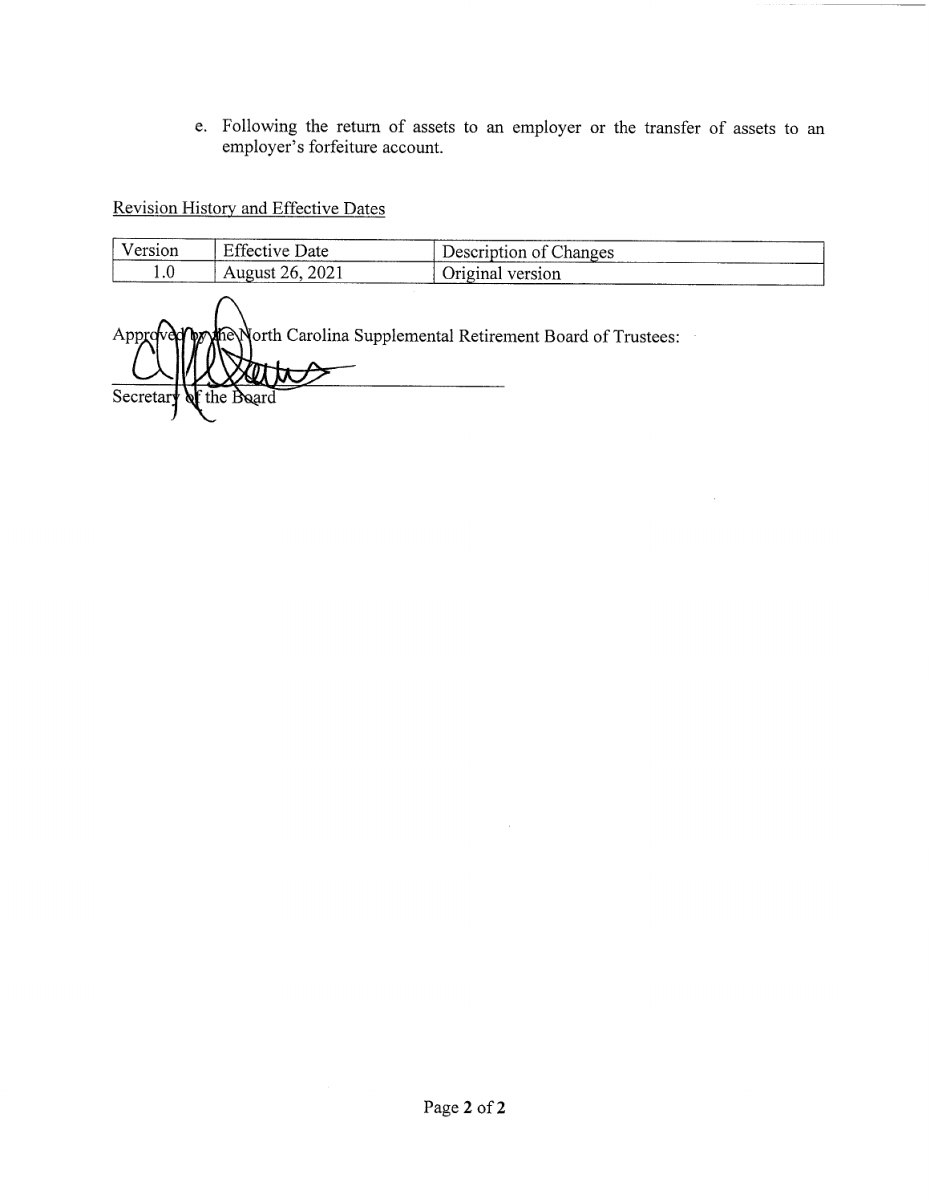e. Following the return of assets to an employer or the transfer of assets to an employer's forfeiture account.

<u>Revision History and Effective Dates</u>

| Version | Effective Date | Description of Changes |
|---|---|---|
| 1.0 | August 26, 2021 | Original version |

Approved by the North Carolina Supplemental Retirement Board of Trustees:

Secretary of the Board